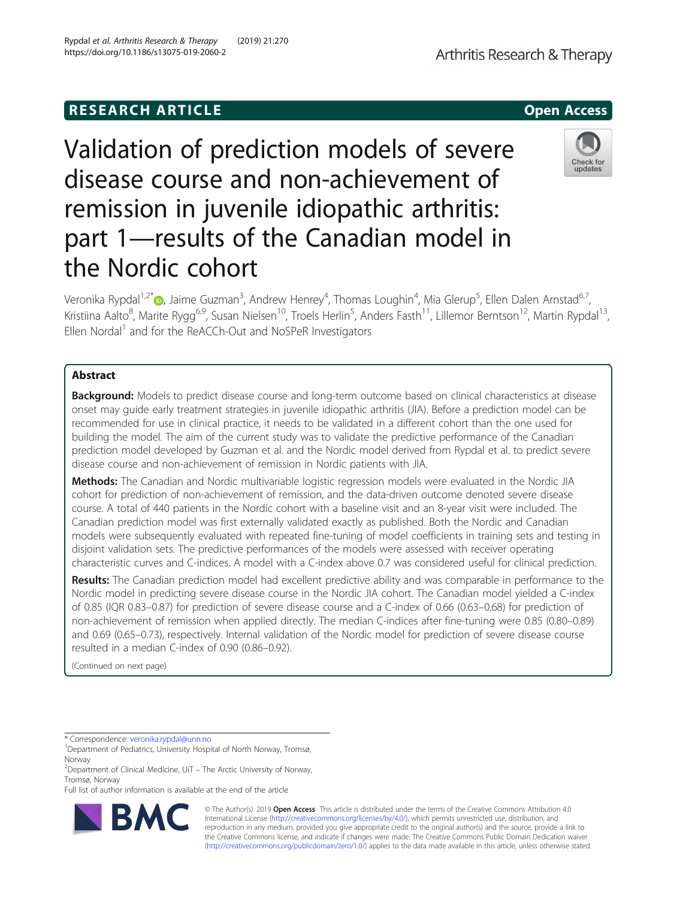RESEARCH ARTICLE

Open Access

# Validation of prediction models of severe disease course and non-achievement of remission in juvenile idiopathic arthritis: part 1—results of the Canadian model in the Nordic cohort

Veronika Rypdal[1,2*], Jaime Guzman[3], Andrew Henrey[4], Thomas Loughin[4], Mia Glerup[5], Ellen Dalen Arnstad[6,7], Kristiina Aalto[8], Marite Rygg[6,9], Susan Nielsen[10], Troels Herlin[5], Anders Fasth[11], Lillemor Berntson[12], Martin Rypdal[13], Ellen Nordal[1] and for the ReACCh-Out and NoSPeR Investigators

## Abstract

**Background:** Models to predict disease course and long-term outcome based on clinical characteristics at disease onset may guide early treatment strategies in juvenile idiopathic arthritis (JIA). Before a prediction model can be recommended for use in clinical practice, it needs to be validated in a different cohort than the one used for building the model. The aim of the current study was to validate the predictive performance of the Canadian prediction model developed by Guzman et al. and the Nordic model derived from Rypdal et al. to predict severe disease course and non-achievement of remission in Nordic patients with JIA.

**Methods:** The Canadian and Nordic multivariable logistic regression models were evaluated in the Nordic JIA cohort for prediction of non-achievement of remission, and the data-driven outcome denoted severe disease course. A total of 440 patients in the Nordic cohort with a baseline visit and an 8-year visit were included. The Canadian prediction model was first externally validated exactly as published. Both the Nordic and Canadian models were subsequently evaluated with repeated fine-tuning of model coefficients in training sets and testing in disjoint validation sets. The predictive performances of the models were assessed with receiver operating characteristic curves and C-indices. A model with a C-index above 0.7 was considered useful for clinical prediction.

**Results:** The Canadian prediction model had excellent predictive ability and was comparable in performance to the Nordic model in predicting severe disease course in the Nordic JIA cohort. The Canadian model yielded a C-index of 0.85 (IQR 0.83–0.87) for prediction of severe disease course and a C-index of 0.66 (0.63–0.68) for prediction of non-achievement of remission when applied directly. The median C-indices after fine-tuning were 0.85 (0.80–0.89) and 0.69 (0.65–0.73), respectively. Internal validation of the Nordic model for prediction of severe disease course resulted in a median C-index of 0.90 (0.86–0.92).

(Continued on next page)

\* Correspondence: veronika.rypdal@unn.no
[1]Department of Pediatrics, University Hospital of North Norway, Tromsø, Norway
[2]Department of Clinical Medicine, UiT – The Arctic University of Norway, Tromsø, Norway
Full list of author information is available at the end of the article

© The Author(s). 2019 **Open Access** This article is distributed under the terms of the Creative Commons Attribution 4.0 International License (http://creativecommons.org/licenses/by/4.0/), which permits unrestricted use, distribution, and reproduction in any medium, provided you give appropriate credit to the original author(s) and the source, provide a link to the Creative Commons license, and indicate if changes were made. The Creative Commons Public Domain Dedication waiver (http://creativecommons.org/publicdomain/zero/1.0/) applies to the data made available in this article, unless otherwise stated.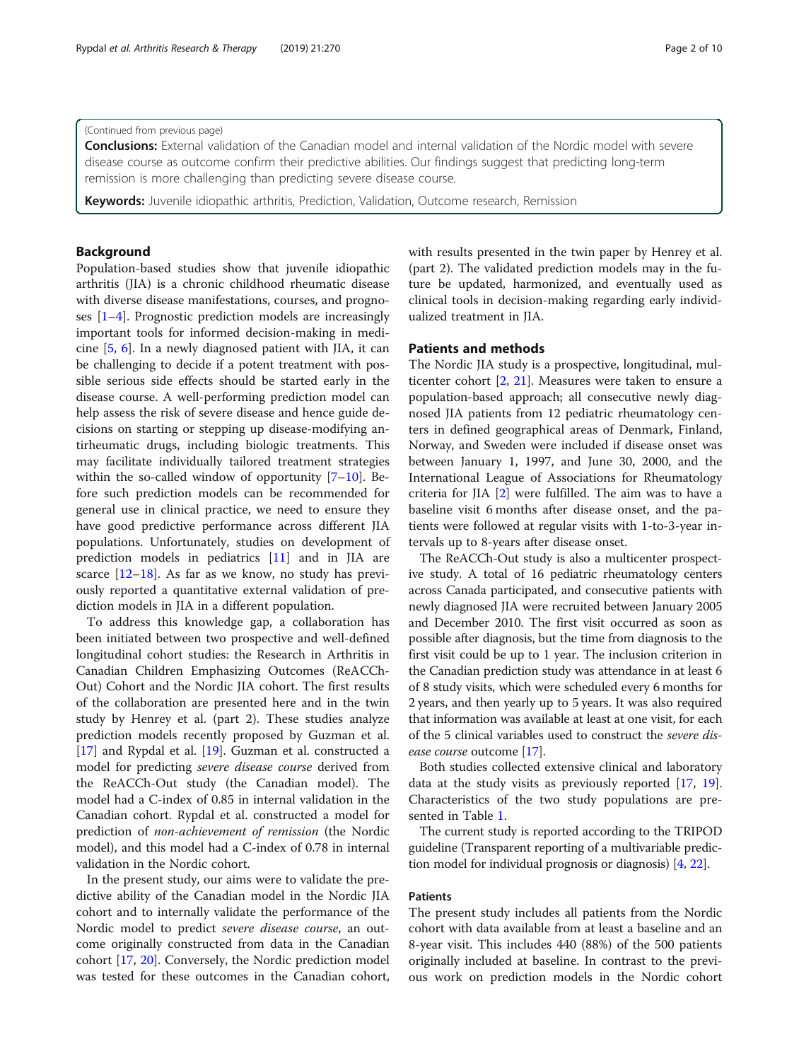(Continued from previous page)

**Conclusions:** External validation of the Canadian model and internal validation of the Nordic model with severe disease course as outcome confirm their predictive abilities. Our findings suggest that predicting long-term remission is more challenging than predicting severe disease course.

**Keywords:** Juvenile idiopathic arthritis, Prediction, Validation, Outcome research, Remission

## Background

Population-based studies show that juvenile idiopathic arthritis (JIA) is a chronic childhood rheumatic disease with diverse disease manifestations, courses, and prognoses [1–4]. Prognostic prediction models are increasingly important tools for informed decision-making in medicine [5, 6]. In a newly diagnosed patient with JIA, it can be challenging to decide if a potent treatment with possible serious side effects should be started early in the disease course. A well-performing prediction model can help assess the risk of severe disease and hence guide decisions on starting or stepping up disease-modifying antirheumatic drugs, including biologic treatments. This may facilitate individually tailored treatment strategies within the so-called window of opportunity [7–10]. Before such prediction models can be recommended for general use in clinical practice, we need to ensure they have good predictive performance across different JIA populations. Unfortunately, studies on development of prediction models in pediatrics [11] and in JIA are scarce [12–18]. As far as we know, no study has previously reported a quantitative external validation of prediction models in JIA in a different population.

To address this knowledge gap, a collaboration has been initiated between two prospective and well-defined longitudinal cohort studies: the Research in Arthritis in Canadian Children Emphasizing Outcomes (ReACCh-Out) Cohort and the Nordic JIA cohort. The first results of the collaboration are presented here and in the twin study by Henrey et al. (part 2). These studies analyze prediction models recently proposed by Guzman et al. [17] and Rypdal et al. [19]. Guzman et al. constructed a model for predicting *severe disease course* derived from the ReACCh-Out study (the Canadian model). The model had a C-index of 0.85 in internal validation in the Canadian cohort. Rypdal et al. constructed a model for prediction of *non-achievement of remission* (the Nordic model), and this model had a C-index of 0.78 in internal validation in the Nordic cohort.

In the present study, our aims were to validate the predictive ability of the Canadian model in the Nordic JIA cohort and to internally validate the performance of the Nordic model to predict *severe disease course*, an outcome originally constructed from data in the Canadian cohort [17, 20]. Conversely, the Nordic prediction model was tested for these outcomes in the Canadian cohort, with results presented in the twin paper by Henrey et al. (part 2). The validated prediction models may in the future be updated, harmonized, and eventually used as clinical tools in decision-making regarding early individualized treatment in JIA.

## Patients and methods

The Nordic JIA study is a prospective, longitudinal, multicenter cohort [2, 21]. Measures were taken to ensure a population-based approach; all consecutive newly diagnosed JIA patients from 12 pediatric rheumatology centers in defined geographical areas of Denmark, Finland, Norway, and Sweden were included if disease onset was between January 1, 1997, and June 30, 2000, and the International League of Associations for Rheumatology criteria for JIA [2] were fulfilled. The aim was to have a baseline visit 6 months after disease onset, and the patients were followed at regular visits with 1-to-3-year intervals up to 8-years after disease onset.

The ReACCh-Out study is also a multicenter prospective study. A total of 16 pediatric rheumatology centers across Canada participated, and consecutive patients with newly diagnosed JIA were recruited between January 2005 and December 2010. The first visit occurred as soon as possible after diagnosis, but the time from diagnosis to the first visit could be up to 1 year. The inclusion criterion in the Canadian prediction study was attendance in at least 6 of 8 study visits, which were scheduled every 6 months for 2 years, and then yearly up to 5 years. It was also required that information was available at least at one visit, for each of the 5 clinical variables used to construct the *severe disease course* outcome [17].

Both studies collected extensive clinical and laboratory data at the study visits as previously reported [17, 19]. Characteristics of the two study populations are presented in Table 1.

The current study is reported according to the TRIPOD guideline (Transparent reporting of a multivariable prediction model for individual prognosis or diagnosis) [4, 22].

### Patients

The present study includes all patients from the Nordic cohort with data available from at least a baseline and an 8-year visit. This includes 440 (88%) of the 500 patients originally included at baseline. In contrast to the previous work on prediction models in the Nordic cohort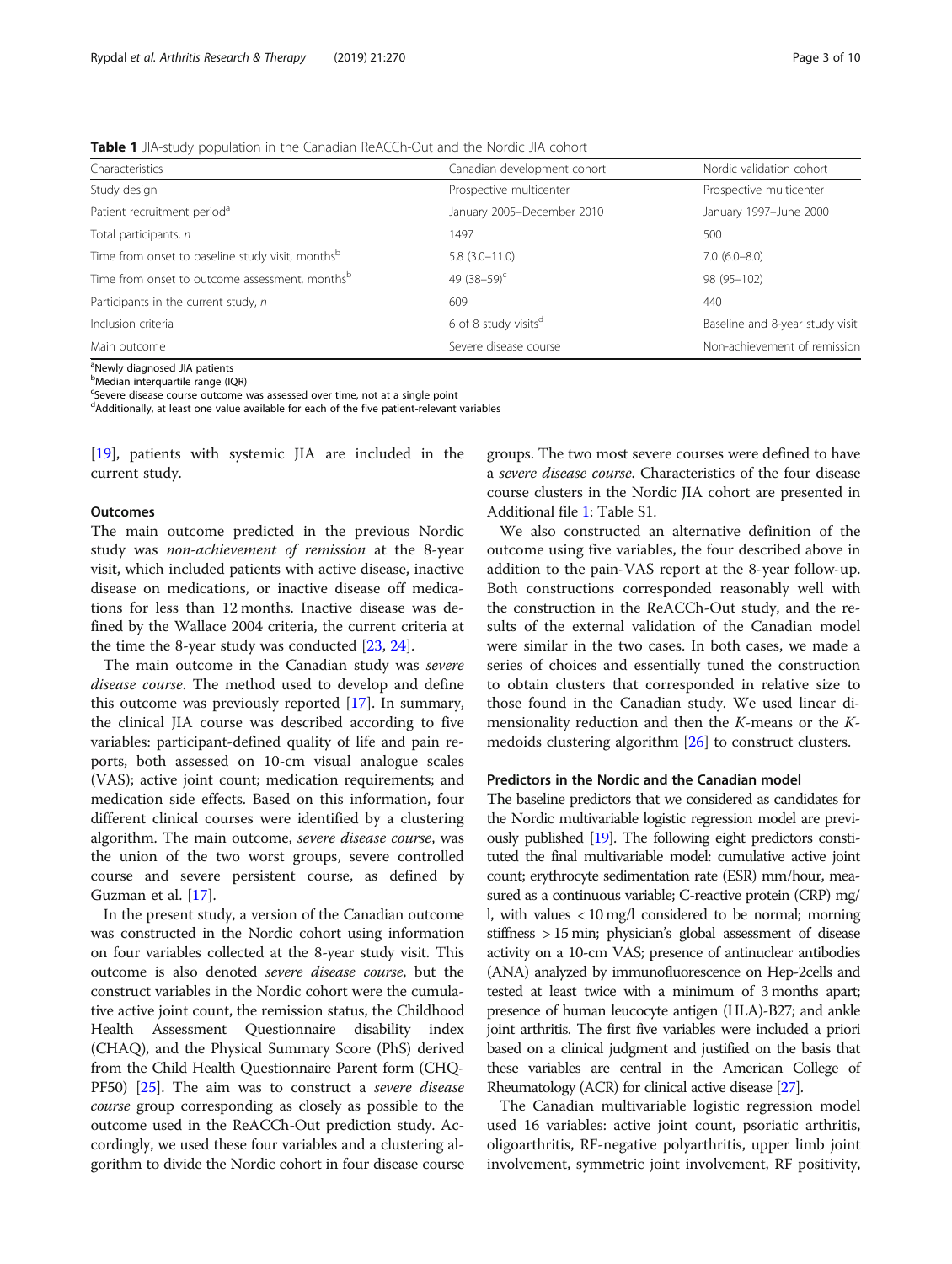**Table 1** JIA-study population in the Canadian ReACCh-Out and the Nordic JIA cohort

| Characteristics | Canadian development cohort | Nordic validation cohort |
|---|---|---|
| Study design | Prospective multicenter | Prospective multicenter |
| Patient recruitment period[a] | January 2005–December 2010 | January 1997–June 2000 |
| Total participants, *n* | 1497 | 500 |
| Time from onset to baseline study visit, months[b] | 5.8 (3.0–11.0) | 7.0 (6.0–8.0) |
| Time from onset to outcome assessment, months[b] | 49 (38–59)[c] | 98 (95–102) |
| Participants in the current study, *n* | 609 | 440 |
| Inclusion criteria | 6 of 8 study visits[d] | Baseline and 8-year study visit |
| Main outcome | Severe disease course | Non-achievement of remission |

[a]Newly diagnosed JIA patients
[b]Median interquartile range (IQR)
[c]Severe disease course outcome was assessed over time, not at a single point
[d]Additionally, at least one value available for each of the five patient-relevant variables

[19], patients with systemic JIA are included in the current study.

### Outcomes

The main outcome predicted in the previous Nordic study was *non-achievement of remission* at the 8-year visit, which included patients with active disease, inactive disease on medications, or inactive disease off medications for less than 12 months. Inactive disease was defined by the Wallace 2004 criteria, the current criteria at the time the 8-year study was conducted [23, 24].

The main outcome in the Canadian study was *severe disease course*. The method used to develop and define this outcome was previously reported [17]. In summary, the clinical JIA course was described according to five variables: participant-defined quality of life and pain reports, both assessed on 10-cm visual analogue scales (VAS); active joint count; medication requirements; and medication side effects. Based on this information, four different clinical courses were identified by a clustering algorithm. The main outcome, *severe disease course*, was the union of the two worst groups, severe controlled course and severe persistent course, as defined by Guzman et al. [17].

In the present study, a version of the Canadian outcome was constructed in the Nordic cohort using information on four variables collected at the 8-year study visit. This outcome is also denoted *severe disease course*, but the construct variables in the Nordic cohort were the cumulative active joint count, the remission status, the Childhood Health Assessment Questionnaire disability index (CHAQ), and the Physical Summary Score (PhS) derived from the Child Health Questionnaire Parent form (CHQ-PF50) [25]. The aim was to construct a *severe disease course* group corresponding as closely as possible to the outcome used in the ReACCh-Out prediction study. Accordingly, we used these four variables and a clustering algorithm to divide the Nordic cohort in four disease course groups. The two most severe courses were defined to have a *severe disease course*. Characteristics of the four disease course clusters in the Nordic JIA cohort are presented in Additional file 1: Table S1.

We also constructed an alternative definition of the outcome using five variables, the four described above in addition to the pain-VAS report at the 8-year follow-up. Both constructions corresponded reasonably well with the construction in the ReACCh-Out study, and the results of the external validation of the Canadian model were similar in the two cases. In both cases, we made a series of choices and essentially tuned the construction to obtain clusters that corresponded in relative size to those found in the Canadian study. We used linear dimensionality reduction and then the *K*-means or the *K*-medoids clustering algorithm [26] to construct clusters.

### Predictors in the Nordic and the Canadian model

The baseline predictors that we considered as candidates for the Nordic multivariable logistic regression model are previously published [19]. The following eight predictors constituted the final multivariable model: cumulative active joint count; erythrocyte sedimentation rate (ESR) mm/hour, measured as a continuous variable; C-reactive protein (CRP) mg/l, with values < 10 mg/l considered to be normal; morning stiffness > 15 min; physician's global assessment of disease activity on a 10-cm VAS; presence of antinuclear antibodies (ANA) analyzed by immunofluorescence on Hep-2cells and tested at least twice with a minimum of 3 months apart; presence of human leucocyte antigen (HLA)-B27; and ankle joint arthritis. The first five variables were included a priori based on a clinical judgment and justified on the basis that these variables are central in the American College of Rheumatology (ACR) for clinical active disease [27].

The Canadian multivariable logistic regression model used 16 variables: active joint count, psoriatic arthritis, oligoarthritis, RF-negative polyarthritis, upper limb joint involvement, symmetric joint involvement, RF positivity,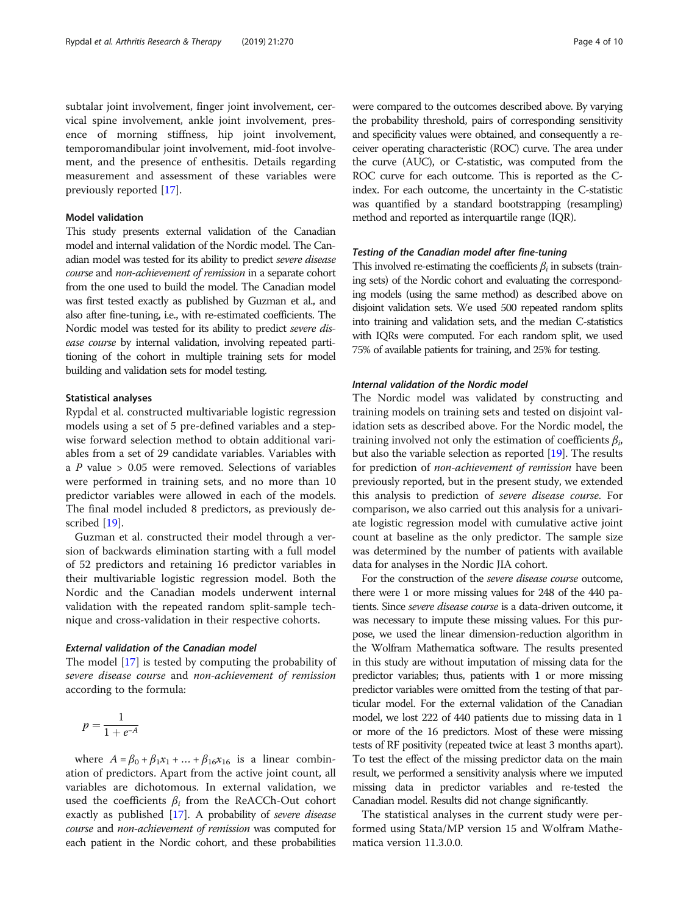subtalar joint involvement, finger joint involvement, cervical spine involvement, ankle joint involvement, presence of morning stiffness, hip joint involvement, temporomandibular joint involvement, mid-foot involvement, and the presence of enthesitis. Details regarding measurement and assessment of these variables were previously reported [17].

### Model validation

This study presents external validation of the Canadian model and internal validation of the Nordic model. The Canadian model was tested for its ability to predict *severe disease course* and *non-achievement of remission* in a separate cohort from the one used to build the model. The Canadian model was first tested exactly as published by Guzman et al., and also after fine-tuning, i.e., with re-estimated coefficients. The Nordic model was tested for its ability to predict *severe disease course* by internal validation, involving repeated partitioning of the cohort in multiple training sets for model building and validation sets for model testing.

### Statistical analyses

Rypdal et al. constructed multivariable logistic regression models using a set of 5 pre-defined variables and a stepwise forward selection method to obtain additional variables from a set of 29 candidate variables. Variables with a $P$ value > 0.05 were removed. Selections of variables were performed in training sets, and no more than 10 predictor variables were allowed in each of the models. The final model included 8 predictors, as previously described [19].

Guzman et al. constructed their model through a version of backwards elimination starting with a full model of 52 predictors and retaining 16 predictor variables in their multivariable logistic regression model. Both the Nordic and the Canadian models underwent internal validation with the repeated random split-sample technique and cross-validation in their respective cohorts.

#### *External validation of the Canadian model*

The model [17] is tested by computing the probability of *severe disease course* and *non-achievement of remission* according to the formula:

$$p = \frac{1}{1 + e^{-A}}$$

where $A = \beta_0 + \beta_1 x_1 + \ldots + \beta_{16} x_{16}$ is a linear combination of predictors. Apart from the active joint count, all variables are dichotomous. In external validation, we used the coefficients $\beta_i$ from the ReACCh-Out cohort exactly as published [17]. A probability of *severe disease course* and *non-achievement of remission* was computed for each patient in the Nordic cohort, and these probabilities were compared to the outcomes described above. By varying the probability threshold, pairs of corresponding sensitivity and specificity values were obtained, and consequently a receiver operating characteristic (ROC) curve. The area under the curve (AUC), or C-statistic, was computed from the ROC curve for each outcome. This is reported as the C-index. For each outcome, the uncertainty in the C-statistic was quantified by a standard bootstrapping (resampling) method and reported as interquartile range (IQR).

#### *Testing of the Canadian model after fine-tuning*

This involved re-estimating the coefficients $\beta_i$ in subsets (training sets) of the Nordic cohort and evaluating the corresponding models (using the same method) as described above on disjoint validation sets. We used 500 repeated random splits into training and validation sets, and the median C-statistics with IQRs were computed. For each random split, we used 75% of available patients for training, and 25% for testing.

#### *Internal validation of the Nordic model*

The Nordic model was validated by constructing and training models on training sets and tested on disjoint validation sets as described above. For the Nordic model, the training involved not only the estimation of coefficients $\beta_i$, but also the variable selection as reported [19]. The results for prediction of *non-achievement of remission* have been previously reported, but in the present study, we extended this analysis to prediction of *severe disease course*. For comparison, we also carried out this analysis for a univariate logistic regression model with cumulative active joint count at baseline as the only predictor. The sample size was determined by the number of patients with available data for analyses in the Nordic JIA cohort.

For the construction of the *severe disease course* outcome, there were 1 or more missing values for 248 of the 440 patients. Since *severe disease course* is a data-driven outcome, it was necessary to impute these missing values. For this purpose, we used the linear dimension-reduction algorithm in the Wolfram Mathematica software. The results presented in this study are without imputation of missing data for the predictor variables; thus, patients with 1 or more missing predictor variables were omitted from the testing of that particular model. For the external validation of the Canadian model, we lost 222 of 440 patients due to missing data in 1 or more of the 16 predictors. Most of these were missing tests of RF positivity (repeated twice at least 3 months apart). To test the effect of the missing predictor data on the main result, we performed a sensitivity analysis where we imputed missing data in predictor variables and re-tested the Canadian model. Results did not change significantly.

The statistical analyses in the current study were performed using Stata/MP version 15 and Wolfram Mathematica version 11.3.0.0.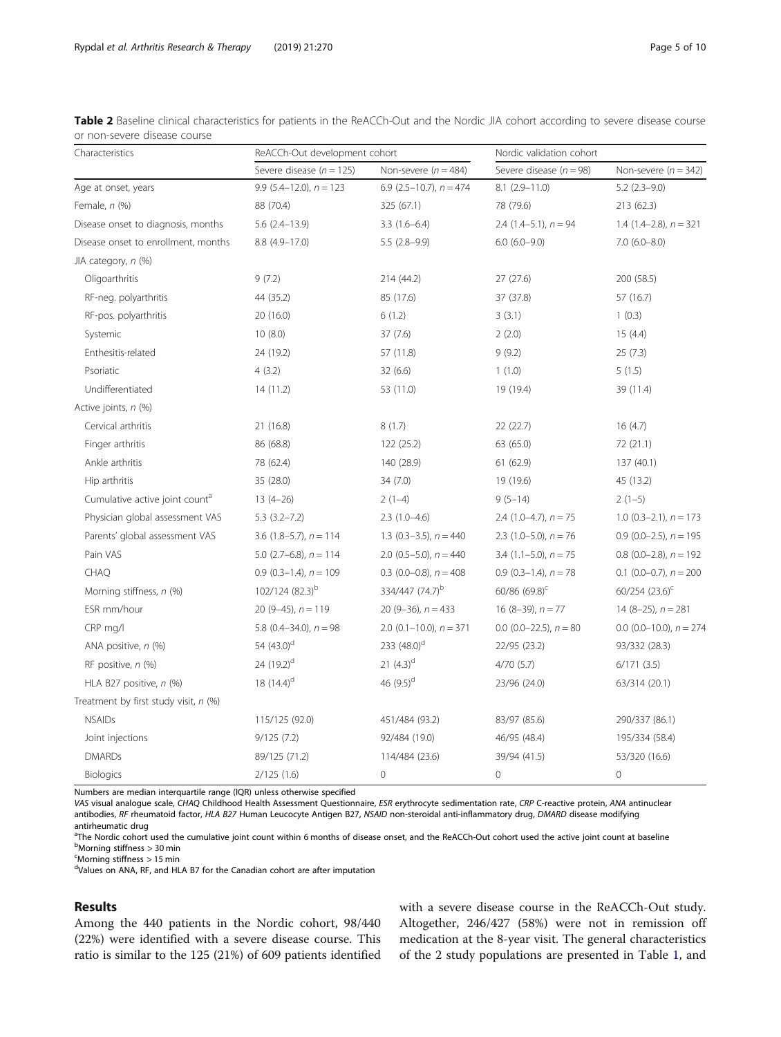**Table 2** Baseline clinical characteristics for patients in the ReACCh-Out and the Nordic JIA cohort according to severe disease course or non-severe disease course

| Characteristics | ReACCh-Out development cohort | | Nordic validation cohort | |
|---|---|---|---|---|
| | Severe disease ($n = 125$) | Non-severe ($n = 484$) | Severe disease ($n = 98$) | Non-severe ($n = 342$) |
| Age at onset, years | 9.9 (5.4–12.0), $n = 123$ | 6.9 (2.5–10.7), $n = 474$ | 8.1 (2.9–11.0) | 5.2 (2.3–9.0) |
| Female, n (%) | 88 (70.4) | 325 (67.1) | 78 (79.6) | 213 (62.3) |
| Disease onset to diagnosis, months | 5.6 (2.4–13.9) | 3.3 (1.6–6.4) | 2.4 (1.4–5.1), $n = 94$ | 1.4 (1.4–2.8), $n = 321$ |
| Disease onset to enrollment, months | 8.8 (4.9–17.0) | 5.5 (2.8–9.9) | 6.0 (6.0–9.0) | 7.0 (6.0–8.0) |
| JIA category, n (%) | | | | |
| Oligoarthritis | 9 (7.2) | 214 (44.2) | 27 (27.6) | 200 (58.5) |
| RF-neg. polyarthritis | 44 (35.2) | 85 (17.6) | 37 (37.8) | 57 (16.7) |
| RF-pos. polyarthritis | 20 (16.0) | 6 (1.2) | 3 (3.1) | 1 (0.3) |
| Systemic | 10 (8.0) | 37 (7.6) | 2 (2.0) | 15 (4.4) |
| Enthesitis-related | 24 (19.2) | 57 (11.8) | 9 (9.2) | 25 (7.3) |
| Psoriatic | 4 (3.2) | 32 (6.6) | 1 (1.0) | 5 (1.5) |
| Undifferentiated | 14 (11.2) | 53 (11.0) | 19 (19.4) | 39 (11.4) |
| Active joints, n (%) | | | | |
| Cervical arthritis | 21 (16.8) | 8 (1.7) | 22 (22.7) | 16 (4.7) |
| Finger arthritis | 86 (68.8) | 122 (25.2) | 63 (65.0) | 72 (21.1) |
| Ankle arthritis | 78 (62.4) | 140 (28.9) | 61 (62.9) | 137 (40.1) |
| Hip arthritis | 35 (28.0) | 34 (7.0) | 19 (19.6) | 45 (13.2) |
| Cumulative active joint count[a] | 13 (4–26) | 2 (1–4) | 9 (5–14) | 2 (1–5) |
| Physician global assessment VAS | 5.3 (3.2–7.2) | 2.3 (1.0–4.6) | 2.4 (1.0–4.7), $n = 75$ | 1.0 (0.3–2.1), $n = 173$ |
| Parents' global assessment VAS | 3.6 (1.8–5.7), $n = 114$ | 1.3 (0.3–3.5), $n = 440$ | 2.3 (1.0–5.0), $n = 76$ | 0.9 (0.0–2.5), $n = 195$ |
| Pain VAS | 5.0 (2.7–6.8), $n = 114$ | 2.0 (0.5–5.0), $n = 440$ | 3.4 (1.1–5.0), $n = 75$ | 0.8 (0.0–2.8), $n = 192$ |
| CHAQ | 0.9 (0.3–1.4), $n = 109$ | 0.3 (0.0–0.8), $n = 408$ | 0.9 (0.3–1.4), $n = 78$ | 0.1 (0.0–0.7), $n = 200$ |
| Morning stiffness, n (%) | 102/124 (82.3)[b] | 334/447 (74.7)[b] | 60/86 (69.8)[c] | 60/254 (23.6)[c] |
| ESR mm/hour | 20 (9–45), $n = 119$ | 20 (9–36), $n = 433$ | 16 (8–39), $n = 77$ | 14 (8–25), $n = 281$ |
| CRP mg/l | 5.8 (0.4–34.0), $n = 98$ | 2.0 (0.1–10.0), $n = 371$ | 0.0 (0.0–22.5), $n = 80$ | 0.0 (0.0–10.0), $n = 274$ |
| ANA positive, n (%) | 54 (43.0)[d] | 233 (48.0)[d] | 22/95 (23.2) | 93/332 (28.3) |
| RF positive, n (%) | 24 (19.2)[d] | 21 (4.3)[d] | 4/70 (5.7) | 6/171 (3.5) |
| HLA B27 positive, n (%) | 18 (14.4)[d] | 46 (9.5)[d] | 23/96 (24.0) | 63/314 (20.1) |
| Treatment by first study visit, n (%) | | | | |
| NSAIDs | 115/125 (92.0) | 451/484 (93.2) | 83/97 (85.6) | 290/337 (86.1) |
| Joint injections | 9/125 (7.2) | 92/484 (19.0) | 46/95 (48.4) | 195/334 (58.4) |
| DMARDs | 89/125 (71.2) | 114/484 (23.6) | 39/94 (41.5) | 53/320 (16.6) |
| Biologics | 2/125 (1.6) | 0 | 0 | 0 |

Numbers are median interquartile range (IQR) unless otherwise specified

*VAS* visual analogue scale, *CHAQ* Childhood Health Assessment Questionnaire, *ESR* erythrocyte sedimentation rate, *CRP* C-reactive protein, *ANA* antinuclear antibodies, *RF* rheumatoid factor, *HLA B27* Human Leucocyte Antigen B27, *NSAID* non-steroidal anti-inflammatory drug, *DMARD* disease modifying antirheumatic drug

[a]The Nordic cohort used the cumulative joint count within 6 months of disease onset, and the ReACCh-Out cohort used the active joint count at baseline

[b]Morning stiffness > 30 min

[c]Morning stiffness > 15 min

[d]Values on ANA, RF, and HLA B7 for the Canadian cohort are after imputation

## Results

Among the 440 patients in the Nordic cohort, 98/440 (22%) were identified with a severe disease course. This ratio is similar to the 125 (21%) of 609 patients identified with a severe disease course in the ReACCh-Out study. Altogether, 246/427 (58%) were not in remission off medication at the 8-year visit. The general characteristics of the 2 study populations are presented in Table 1, and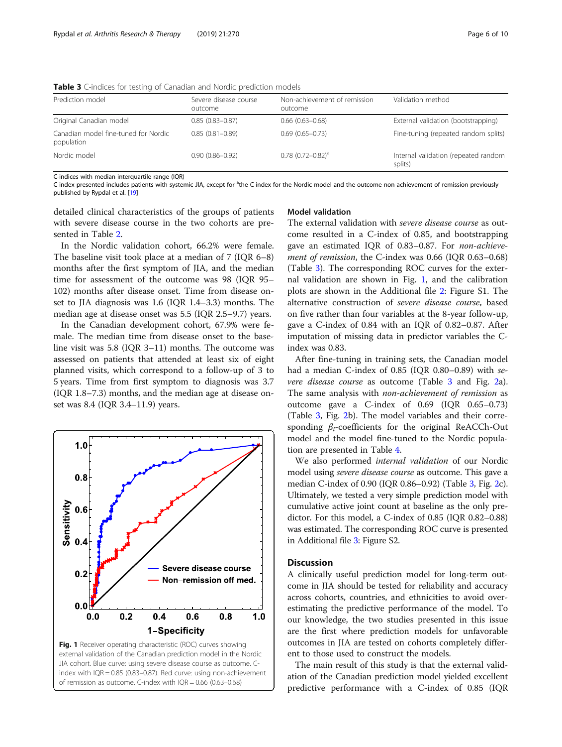**Table 3** C-indices for testing of Canadian and Nordic prediction models

| Prediction model | Severe disease course outcome | Non-achievement of remission outcome | Validation method |
|---|---|---|---|
| Original Canadian model | 0.85 (0.83–0.87) | 0.66 (0.63–0.68) | External validation (bootstrapping) |
| Canadian model fine-tuned for Nordic population | 0.85 (0.81–0.89) | 0.69 (0.65–0.73) | Fine-tuning (repeated random splits) |
| Nordic model | 0.90 (0.86–0.92) | 0.78 (0.72–0.82)[a] | Internal validation (repeated random splits) |

C-indices with median interquartile range (IQR)
C-index presented includes patients with systemic JIA, except for [a]the C-index for the Nordic model and the outcome non-achievement of remission previously published by Rypdal et al. [19]

detailed clinical characteristics of the groups of patients with severe disease course in the two cohorts are presented in Table 2.

In the Nordic validation cohort, 66.2% were female. The baseline visit took place at a median of 7 (IQR 6–8) months after the first symptom of JIA, and the median time for assessment of the outcome was 98 (IQR 95–102) months after disease onset. Time from disease onset to JIA diagnosis was 1.6 (IQR 1.4–3.3) months. The median age at disease onset was 5.5 (IQR 2.5–9.7) years.

In the Canadian development cohort, 67.9% were female. The median time from disease onset to the baseline visit was 5.8 (IQR 3–11) months. The outcome was assessed on patients that attended at least six of eight planned visits, which correspond to a follow-up of 3 to 5 years. Time from first symptom to diagnosis was 3.7 (IQR 1.8–7.3) months, and the median age at disease onset was 8.4 (IQR 3.4–11.9) years.

**Fig. 1** Receiver operating characteristic (ROC) curves showing external validation of the Canadian prediction model in the Nordic JIA cohort. Blue curve: using severe disease course as outcome. C-index with IQR = 0.85 (0.83–0.87). Red curve: using non-achievement of remission as outcome. C-index with IQR = 0.66 (0.63–0.68)

### Model validation

The external validation with *severe disease course* as outcome resulted in a C-index of 0.85, and bootstrapping gave an estimated IQR of 0.83–0.87. For *non-achievement of remission*, the C-index was 0.66 (IQR 0.63–0.68) (Table 3). The corresponding ROC curves for the external validation are shown in Fig. 1, and the calibration plots are shown in the Additional file 2: Figure S1. The alternative construction of *severe disease course*, based on five rather than four variables at the 8-year follow-up, gave a C-index of 0.84 with an IQR of 0.82–0.87. After imputation of missing data in predictor variables the C-index was 0.83.

After fine-tuning in training sets, the Canadian model had a median C-index of 0.85 (IQR 0.80–0.89) with *severe disease course* as outcome (Table 3 and Fig. 2a). The same analysis with *non-achievement of remission* as outcome gave a C-index of 0.69 (IQR 0.65–0.73) (Table 3, Fig. 2b). The model variables and their corresponding $\beta_i$-coefficients for the original ReACCh-Out model and the model fine-tuned to the Nordic population are presented in Table 4.

We also performed *internal validation* of our Nordic model using *severe disease course* as outcome. This gave a median C-index of 0.90 (IQR 0.86–0.92) (Table 3, Fig. 2c). Ultimately, we tested a very simple prediction model with cumulative active joint count at baseline as the only predictor. For this model, a C-index of 0.85 (IQR 0.82–0.88) was estimated. The corresponding ROC curve is presented in Additional file 3: Figure S2.

## Discussion

A clinically useful prediction model for long-term outcome in JIA should be tested for reliability and accuracy across cohorts, countries, and ethnicities to avoid overestimating the predictive performance of the model. To our knowledge, the two studies presented in this issue are the first where prediction models for unfavorable outcomes in JIA are tested on cohorts completely different to those used to construct the models.

The main result of this study is that the external validation of the Canadian prediction model yielded excellent predictive performance with a C-index of 0.85 (IQR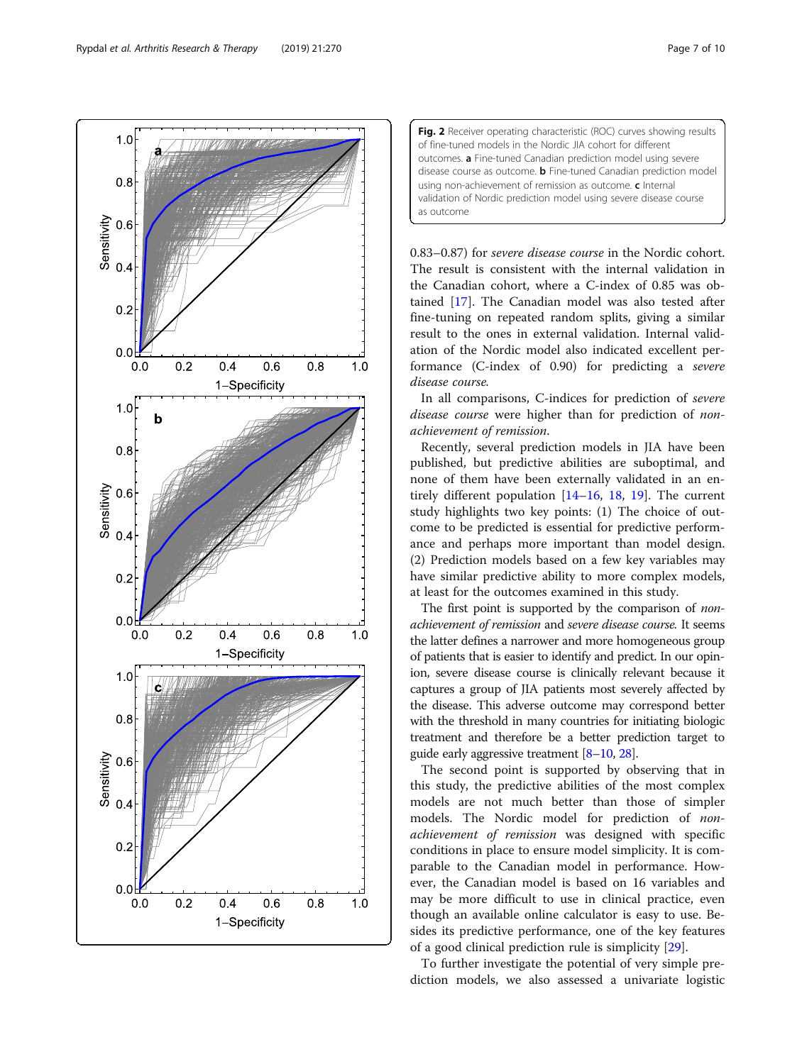Fig. 2 Receiver operating characteristic (ROC) curves showing results of fine-tuned models in the Nordic JIA cohort for different outcomes. **a** Fine-tuned Canadian prediction model using severe disease course as outcome. **b** Fine-tuned Canadian prediction model using non-achievement of remission as outcome. **c** Internal validation of Nordic prediction model using severe disease course as outcome

0.83–0.87) for *severe disease course* in the Nordic cohort. The result is consistent with the internal validation in the Canadian cohort, where a C-index of 0.85 was obtained [17]. The Canadian model was also tested after fine-tuning on repeated random splits, giving a similar result to the ones in external validation. Internal validation of the Nordic model also indicated excellent performance (C-index of 0.90) for predicting a *severe disease course*.

In all comparisons, C-indices for prediction of *severe disease course* were higher than for prediction of *non-achievement of remission*.

Recently, several prediction models in JIA have been published, but predictive abilities are suboptimal, and none of them have been externally validated in an entirely different population [14–16, 18, 19]. The current study highlights two key points: (1) The choice of outcome to be predicted is essential for predictive performance and perhaps more important than model design. (2) Prediction models based on a few key variables may have similar predictive ability to more complex models, at least for the outcomes examined in this study.

The first point is supported by the comparison of *non-achievement of remission* and *severe disease course*. It seems the latter defines a narrower and more homogeneous group of patients that is easier to identify and predict. In our opinion, severe disease course is clinically relevant because it captures a group of JIA patients most severely affected by the disease. This adverse outcome may correspond better with the threshold in many countries for initiating biologic treatment and therefore be a better prediction target to guide early aggressive treatment [8–10, 28].

The second point is supported by observing that in this study, the predictive abilities of the most complex models are not much better than those of simpler models. The Nordic model for prediction of *non-achievement of remission* was designed with specific conditions in place to ensure model simplicity. It is comparable to the Canadian model in performance. However, the Canadian model is based on 16 variables and may be more difficult to use in clinical practice, even though an available online calculator is easy to use. Besides its predictive performance, one of the key features of a good clinical prediction rule is simplicity [29].

To further investigate the potential of very simple prediction models, we also assessed a univariate logistic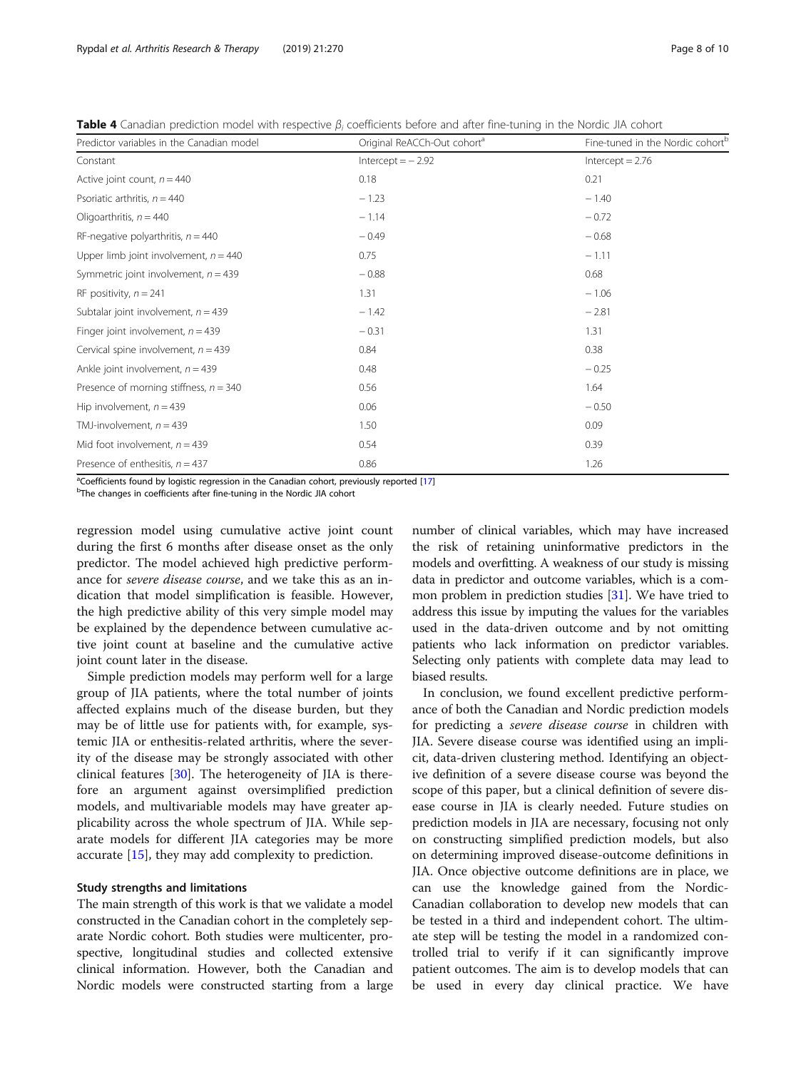**Table 4** Canadian prediction model with respective $\beta_i$ coefficients before and after fine-tuning in the Nordic JIA cohort

| Predictor variables in the Canadian model | Original ReACCh-Out cohort[a] | Fine-tuned in the Nordic cohort[b] |
|---|---|---|
| Constant | Intercept = − 2.92 | Intercept = 2.76 |
| Active joint count, $n = 440$ | 0.18 | 0.21 |
| Psoriatic arthritis, $n = 440$ | − 1.23 | − 1.40 |
| Oligoarthritis, $n = 440$ | − 1.14 | − 0.72 |
| RF-negative polyarthritis, $n = 440$ | − 0.49 | − 0.68 |
| Upper limb joint involvement, $n = 440$ | 0.75 | − 1.11 |
| Symmetric joint involvement, $n = 439$ | − 0.88 | 0.68 |
| RF positivity, $n = 241$ | 1.31 | − 1.06 |
| Subtalar joint involvement, $n = 439$ | − 1.42 | − 2.81 |
| Finger joint involvement, $n = 439$ | − 0.31 | 1.31 |
| Cervical spine involvement, $n = 439$ | 0.84 | 0.38 |
| Ankle joint involvement, $n = 439$ | 0.48 | − 0.25 |
| Presence of morning stiffness, $n = 340$ | 0.56 | 1.64 |
| Hip involvement, $n = 439$ | 0.06 | − 0.50 |
| TMJ-involvement, $n = 439$ | 1.50 | 0.09 |
| Mid foot involvement, $n = 439$ | 0.54 | 0.39 |
| Presence of enthesitis, $n = 437$ | 0.86 | 1.26 |

[a]Coefficients found by logistic regression in the Canadian cohort, previously reported [17]
[b]The changes in coefficients after fine-tuning in the Nordic JIA cohort

regression model using cumulative active joint count during the first 6 months after disease onset as the only predictor. The model achieved high predictive performance for *severe disease course*, and we take this as an indication that model simplification is feasible. However, the high predictive ability of this very simple model may be explained by the dependence between cumulative active joint count at baseline and the cumulative active joint count later in the disease.

Simple prediction models may perform well for a large group of JIA patients, where the total number of joints affected explains much of the disease burden, but they may be of little use for patients with, for example, systemic JIA or enthesitis-related arthritis, where the severity of the disease may be strongly associated with other clinical features [30]. The heterogeneity of JIA is therefore an argument against oversimplified prediction models, and multivariable models may have greater applicability across the whole spectrum of JIA. While separate models for different JIA categories may be more accurate [15], they may add complexity to prediction.

### Study strengths and limitations

The main strength of this work is that we validate a model constructed in the Canadian cohort in the completely separate Nordic cohort. Both studies were multicenter, prospective, longitudinal studies and collected extensive clinical information. However, both the Canadian and Nordic models were constructed starting from a large number of clinical variables, which may have increased the risk of retaining uninformative predictors in the models and overfitting. A weakness of our study is missing data in predictor and outcome variables, which is a common problem in prediction studies [31]. We have tried to address this issue by imputing the values for the variables used in the data-driven outcome and by not omitting patients who lack information on predictor variables. Selecting only patients with complete data may lead to biased results.

In conclusion, we found excellent predictive performance of both the Canadian and Nordic prediction models for predicting a *severe disease course* in children with JIA. Severe disease course was identified using an implicit, data-driven clustering method. Identifying an objective definition of a severe disease course was beyond the scope of this paper, but a clinical definition of severe disease course in JIA is clearly needed. Future studies on prediction models in JIA are necessary, focusing not only on constructing simplified prediction models, but also on determining improved disease-outcome definitions in JIA. Once objective outcome definitions are in place, we can use the knowledge gained from the Nordic-Canadian collaboration to develop new models that can be tested in a third and independent cohort. The ultimate step will be testing the model in a randomized controlled trial to verify if it can significantly improve patient outcomes. The aim is to develop models that can be used in every day clinical practice. We have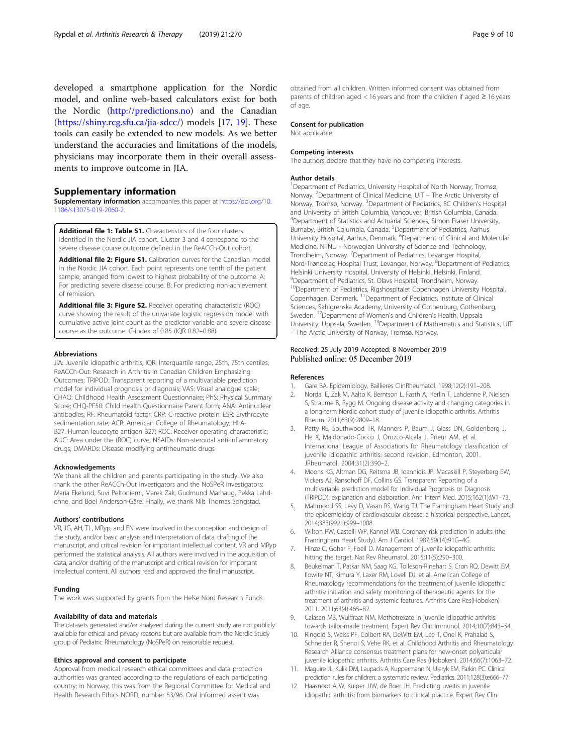developed a smartphone application for the Nordic model, and online web-based calculators exist for both the Nordic (http://predictions.no) and the Canadian (https://shiny.rcg.sfu.ca/jia-sdcc/) models [17, 19]. These tools can easily be extended to new models. As we better understand the accuracies and limitations of the models, physicians may incorporate them in their overall assessments to improve outcome in JIA.

## Supplementary information

**Supplementary information** accompanies this paper at https://doi.org/10.1186/s13075-019-2060-2.

**Additional file 1: Table S1.** Characteristics of the four clusters identified in the Nordic JIA cohort. Cluster 3 and 4 correspond to the severe disease course outcome defined in the ReACCh-Out cohort.

**Additional file 2: Figure S1.** Calibration curves for the Canadian model in the Nordic JIA cohort. Each point represents one tenth of the patient sample, arranged from lowest to highest probability of the outcome. A: For predicting severe disease course. B: For predicting non-achievement of remission.

**Additional file 3: Figure S2.** Receiver operating characteristic (ROC) curve showing the result of the univariate logistic regression model with cumulative active joint count as the predictor variable and severe disease course as the outcome. C-index of 0.85 (IQR 0.82–0.88).

### Abbreviations

JIA: Juvenile idiopathic arthritis; IQR: Interquartile range, 25th, 75th centiles; ReACCh-Out: Research in Arthritis in Canadian Children Emphasizing Outcomes; TRIPOD: Transparent reporting of a multivariable prediction model for individual prognosis or diagnosis; VAS: Visual analogue scale; CHAQ: Childhood Health Assessment Questionnaire; PhS: Physical Summary Score; CHQ-PF50: Child Health Questionnaire Parent form; ANA: Antinuclear antibodies; RF: Rheumatoid factor; CRP: C-reactive protein; ESR: Erythrocyte sedimentation rate; ACR: American College of Rheumatology; HLA-B27: Human leucocyte antigen B27; ROC: Receiver operating characteristic; AUC: Area under the (ROC) curve; NSAIDs: Non-steroidal anti-inflammatory drugs; DMARDs: Disease modifying antirheumatic drugs

### Acknowledgements

We thank all the children and parents participating in the study. We also thank the other ReACCh-Out investigators and the NoSPeR investigators: Maria Ekelund, Suvi Peltoniemi, Marek Zak, Gudmund Marhaug, Pekka Lahdenne, and Boel Anderson-Gäre. Finally, we thank Nils Thomas Songstad.

### Authors' contributions

VR, JG, AH, TL, MRyp, and EN were involved in the conception and design of the study, and/or basic analysis and interpretation of data, drafting of the manuscript, and critical revision for important intellectual content. VR and MRyp performed the statistical analysis. All authors were involved in the acquisition of data, and/or drafting of the manuscript and critical revision for important intellectual content. All authors read and approved the final manuscript.

### Funding

The work was supported by grants from the Helse Nord Research Funds.

### Availability of data and materials

The datasets generated and/or analyzed during the current study are not publicly available for ethical and privacy reasons but are available from the Nordic Study group of Pediatric Rheumatology (NoSPeR) on reasonable request.

### Ethics approval and consent to participate

Approval from medical research ethical committees and data protection authorities was granted according to the regulations of each participating country; in Norway, this was from the Regional Committee for Medical and Health Research Ethics NORD, number 53/96. Oral informed assent was obtained from all children. Written informed consent was obtained from parents of children aged < 16 years and from the children if aged ≥ 16 years of age.

### Consent for publication

Not applicable.

### Competing interests

The authors declare that they have no competing interests.

### Author details

[1]Department of Pediatrics, University Hospital of North Norway, Tromsø, Norway. [2]Department of Clinical Medicine, UiT – The Arctic University of Norway, Tromsø, Norway. [3]Department of Pediatrics, BC Children's Hospital and University of British Columbia, Vancouver, British Columbia, Canada. [4]Department of Statistics and Actuarial Sciences, Simon Fraser University, Burnaby, British Columbia, Canada. [5]Department of Pediatrics, Aarhus University Hospital, Aarhus, Denmark. [6]Department of Clinical and Molecular Medicine, NTNU - Norwegian University of Science and Technology, Trondheim, Norway. [7]Department of Pediatrics, Levanger Hospital, Nord-Trøndelag Hospital Trust, Levanger, Norway. [8]Department of Pediatrics, Helsinki University Hospital, University of Helsinki, Helsinki, Finland. [9]Department of Pediatrics, St. Olavs Hospital, Trondheim, Norway. [10]Department of Pediatrics, Rigshospitalet Copenhagen University Hospital, Copenhagen, Denmark. [11]Department of Pediatrics, Institute of Clinical Sciences, Sahlgrenska Academy, University of Gothenburg, Gothenburg, Sweden. [12]Department of Women's and Children's Health, Uppsala University, Uppsala, Sweden. [13]Department of Mathematics and Statistics, UiT – The Arctic University of Norway, Tromsø, Norway.

Received: 25 July 2019 Accepted: 8 November 2019
Published online: 05 December 2019

### References

1. Gare BA. Epidemiology. Baillieres ClinRheumatol. 1998;12(2):191–208.
2. Nordal E, Zak M, Aalto K, Berntson L, Fasth A, Herlin T, Lahdenne P, Nielsen S, Straume B, Rygg M. Ongoing disease activity and changing categories in a long-term Nordic cohort study of juvenile idiopathic arthritis. Arthritis Rheum. 2011;63(9):2809–18.
3. Petty RE, Southwood TR, Manners P, Baum J, Glass DN, Goldenberg J, He X, Maldonado-Cocco J, Orozco-Alcala J, Prieur AM, et al. International League of Associations for Rheumatology classification of juvenile idiopathic arthritis: second revision, Edmonton, 2001. JRheumatol. 2004;31(2):390–2.
4. Moons KG, Altman DG, Reitsma JB, Ioannidis JP, Macaskill P, Steyerberg EW, Vickers AJ, Ransohoff DF, Collins GS. Transparent Reporting of a multivariable prediction model for Individual Prognosis or Diagnosis (TRIPOD): explanation and elaboration. Ann Intern Med. 2015;162(1):W1–73.
5. Mahmood SS, Levy D, Vasan RS, Wang TJ. The Framingham Heart Study and the epidemiology of cardiovascular disease: a historical perspective. Lancet. 2014;383(9921):999–1008.
6. Wilson PW, Castelli WP, Kannel WB. Coronary risk prediction in adults (the Framingham Heart Study). Am J Cardiol. 1987;59(14):91G–4G.
7. Hinze C, Gohar F, Foell D. Management of juvenile idiopathic arthritis: hitting the target. Nat Rev Rheumatol. 2015;11(5):290–300.
8. Beukelman T, Patkar NM, Saag KG, Tolleson-Rinehart S, Cron RQ, Dewitt EM, Ilowite NT, Kimura Y, Laxer RM, Lovell DJ, et al. American College of Rheumatology recommendations for the treatment of juvenile idiopathic arthritis: initiation and safety monitoring of therapeutic agents for the treatment of arthritis and systemic features. Arthritis Care Res(Hoboken) 2011. 2011;63(4):465–82.
9. Calasan MB, Wulffraat NM. Methotrexate in juvenile idiopathic arthritis: towards tailor-made treatment. Expert Rev Clin Immunol. 2014;10(7):843–54.
10. Ringold S, Weiss PF, Colbert RA, DeWitt EM, Lee T, Onel K, Prahalad S, Schneider R, Shenoi S, Vehe RK, et al. Childhood Arthritis and Rheumatology Research Alliance consensus treatment plans for new-onset polyarticular juvenile idiopathic arthritis. Arthritis Care Res (Hoboken). 2014;66(7):1063–72.
11. Maguire JL, Kulik DM, Laupacis A, Kuppermann N, Uleryk EM, Parkin PC. Clinical prediction rules for children: a systematic review. Pediatrics. 2011;128(3):e666–77.
12. Haasnoot AJW, Kuiper JJW, de Boer JH. Predicting uveitis in juvenile idiopathic arthritis: from biomarkers to clinical practice. Expert Rev Clin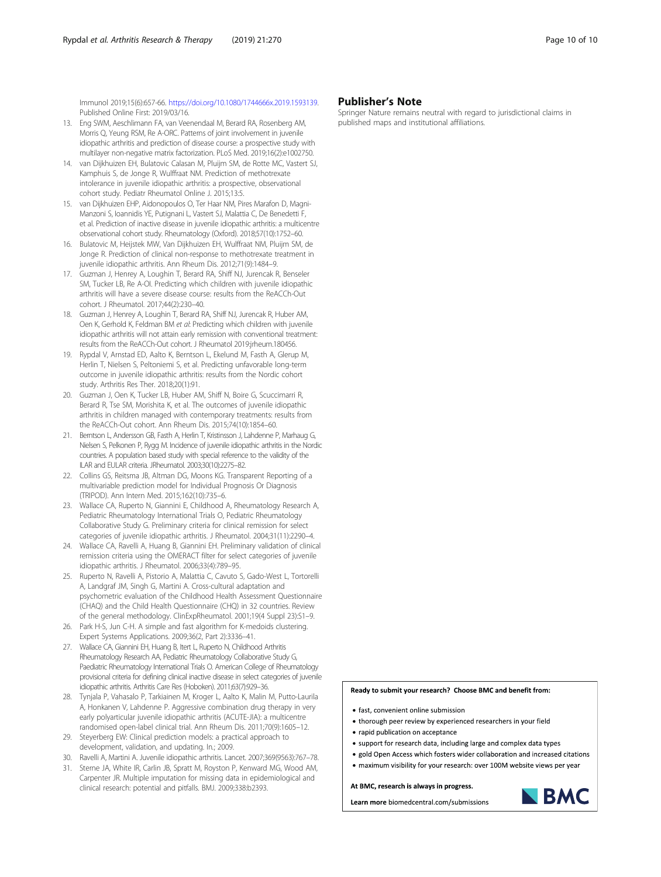Immunol 2019;15(6):657-66. https://doi.org/10.1080/1744666x.2019.1593139. Published Online First: 2019/03/16.

13. Eng SWM, Aeschlimann FA, van Veenendaal M, Berard RA, Rosenberg AM, Morris Q, Yeung RSM, Re A-ORC. Patterns of joint involvement in juvenile idiopathic arthritis and prediction of disease course: a prospective study with multilayer non-negative matrix factorization. PLoS Med. 2019;16(2):e1002750.
14. van Dijkhuizen EH, Bulatovic Calasan M, Pluijm SM, de Rotte MC, Vastert SJ, Kamphuis S, de Jonge R, Wulffraat NM. Prediction of methotrexate intolerance in juvenile idiopathic arthritis: a prospective, observational cohort study. Pediatr Rheumatol Online J. 2015;13:5.
15. van Dijkhuizen EHP, Aidonopoulos O, Ter Haar NM, Pires Marafon D, Magni-Manzoni S, Ioannidis YE, Putignani L, Vastert SJ, Malattia C, De Benedetti F, et al. Prediction of inactive disease in juvenile idiopathic arthritis: a multicentre observational cohort study. Rheumatology (Oxford). 2018;57(10):1752–60.
16. Bulatovic M, Heijstek MW, Van Dijkhuizen EH, Wulffraat NM, Pluijm SM, de Jonge R. Prediction of clinical non-response to methotrexate treatment in juvenile idiopathic arthritis. Ann Rheum Dis. 2012;71(9):1484–9.
17. Guzman J, Henrey A, Loughin T, Berard RA, Shiff NJ, Jurencak R, Benseler SM, Tucker LB, Re A-OI. Predicting which children with juvenile idiopathic arthritis will have a severe disease course: results from the ReACCh-Out cohort. J Rheumatol. 2017;44(2):230–40.
18. Guzman J, Henrey A, Loughin T, Berard RA, Shiff NJ, Jurencak R, Huber AM, Oen K, Gerhold K, Feldman BM *et al*: Predicting which children with juvenile idiopathic arthritis will not attain early remission with conventional treatment: results from the ReACCh-Out cohort. J Rheumatol 2019:jrheum.180456.
19. Rypdal V, Arnstad ED, Aalto K, Berntson L, Ekelund M, Fasth A, Glerup M, Herlin T, Nielsen S, Peltoniemi S, et al. Predicting unfavorable long-term outcome in juvenile idiopathic arthritis: results from the Nordic cohort study. Arthritis Res Ther. 2018;20(1):91.
20. Guzman J, Oen K, Tucker LB, Huber AM, Shiff N, Boire G, Scuccimarri R, Berard R, Tse SM, Morishita K, et al. The outcomes of juvenile idiopathic arthritis in children managed with contemporary treatments: results from the ReACCh-Out cohort. Ann Rheum Dis. 2015;74(10):1854–60.
21. Berntson L, Andersson GB, Fasth A, Herlin T, Kristinsson J, Lahdenne P, Marhaug G, Nielsen S, Pelkonen P, Rygg M. Incidence of juvenile idiopathic arthritis in the Nordic countries. A population based study with special reference to the validity of the ILAR and EULAR criteria. JRheumatol. 2003;30(10):2275–82.
22. Collins GS, Reitsma JB, Altman DG, Moons KG. Transparent Reporting of a multivariable prediction model for Individual Prognosis Or Diagnosis (TRIPOD). Ann Intern Med. 2015;162(10):735–6.
23. Wallace CA, Ruperto N, Giannini E, Childhood A, Rheumatology Research A, Pediatric Rheumatology International Trials O, Pediatric Rheumatology Collaborative Study G. Preliminary criteria for clinical remission for select categories of juvenile idiopathic arthritis. J Rheumatol. 2004;31(11):2290–4.
24. Wallace CA, Ravelli A, Huang B, Giannini EH. Preliminary validation of clinical remission criteria using the OMERACT filter for select categories of juvenile idiopathic arthritis. J Rheumatol. 2006;33(4):789–95.
25. Ruperto N, Ravelli A, Pistorio A, Malattia C, Cavuto S, Gado-West L, Tortorelli A, Landgraf JM, Singh G, Martini A. Cross-cultural adaptation and psychometric evaluation of the Childhood Health Assessment Questionnaire (CHAQ) and the Child Health Questionnaire (CHQ) in 32 countries. Review of the general methodology. ClinExpRheumatol. 2001;19(4 Suppl 23):S1–9.
26. Park H-S, Jun C-H. A simple and fast algorithm for K-medoids clustering. Expert Systems Applications. 2009;36(2, Part 2):3336–41.
27. Wallace CA, Giannini EH, Huang B, Itert L, Ruperto N, Childhood Arthritis Rheumatology Research AA, Pediatric Rheumatology Collaborative Study G, Paediatric Rheumatology International Trials O. American College of Rheumatology provisional criteria for defining clinical inactive disease in select categories of juvenile idiopathic arthritis. Arthritis Care Res (Hoboken). 2011;63(7):929–36.
28. Tynjala P, Vahasalo P, Tarkiainen M, Kroger L, Aalto K, Malin M, Putto-Laurila A, Honkanen V, Lahdenne P. Aggressive combination drug therapy in very early polyarticular juvenile idiopathic arthritis (ACUTE-JIA): a multicentre randomised open-label clinical trial. Ann Rheum Dis. 2011;70(9):1605–12.
29. Steyerberg EW: Clinical prediction models: a practical approach to development, validation, and updating. In.; 2009.
30. Ravelli A, Martini A. Juvenile idiopathic arthritis. Lancet. 2007;369(9563):767–78.
31. Sterne JA, White IR, Carlin JB, Spratt M, Royston P, Kenward MG, Wood AM, Carpenter JR. Multiple imputation for missing data in epidemiological and clinical research: potential and pitfalls. BMJ. 2009;338:b2393.

## Publisher's Note

Springer Nature remains neutral with regard to jurisdictional claims in published maps and institutional affiliations.

**Ready to submit your research? Choose BMC and benefit from:**

- fast, convenient online submission
- thorough peer review by experienced researchers in your field
- rapid publication on acceptance
- support for research data, including large and complex data types
- gold Open Access which fosters wider collaboration and increased citations
- maximum visibility for your research: over 100M website views per year

**At BMC, research is always in progress.**

**Learn more** biomedcentral.com/submissions

BMC